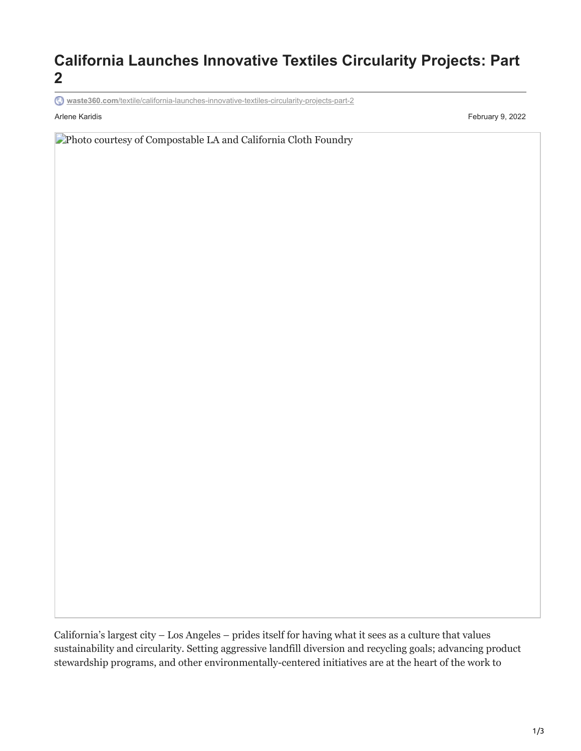# California Launches Innovative Textiles Circularity Projects: Part 2

waste360.com/textile/california-launches-innovative-textiles-circularity-projects-part-2

Arlene Karidis

February 9, 2022

Photo courtesy of Compostable LA and California Cloth Foundry

California's largest city – Los Angeles – prides itself for having what it sees as a culture that values sustainability and circularity. Setting aggressive landfill diversion and recycling goals; advancing product stewardship programs, and other environmentally-centered initiatives are at the heart of the work to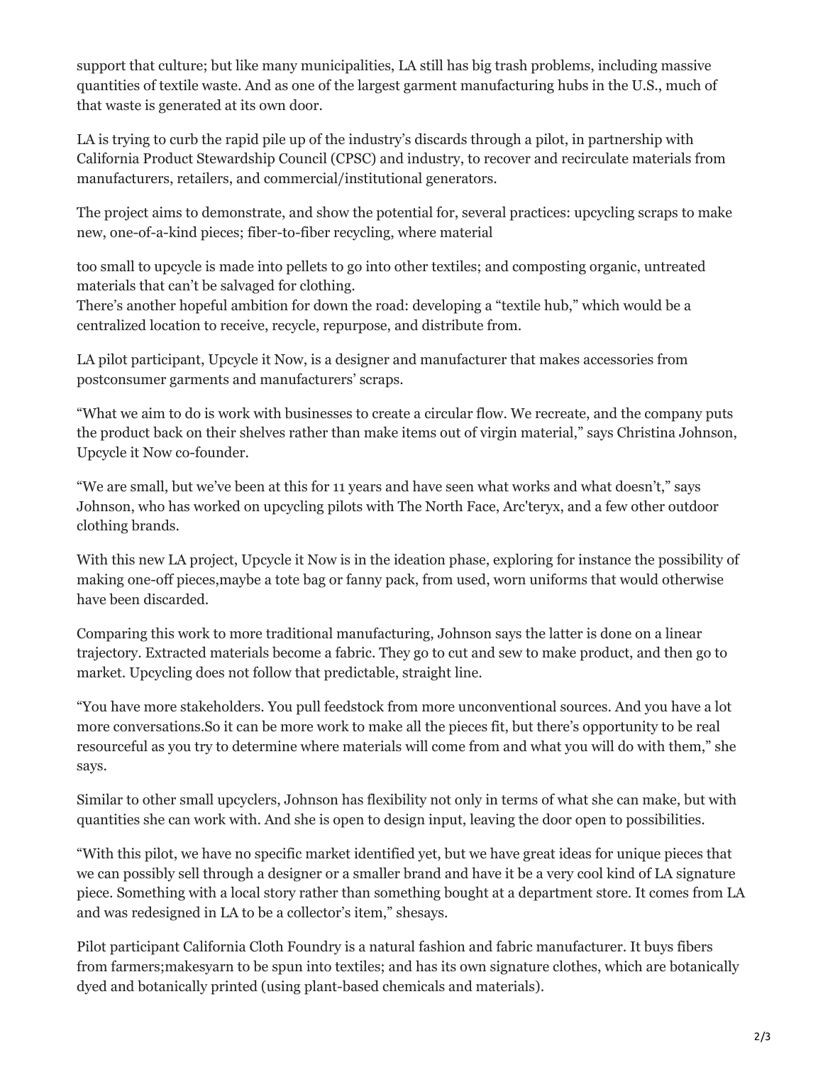support that culture; but like many municipalities, LA still has big trash problems, including massive quantities of textile waste. And as one of the largest garment manufacturing hubs in the U.S., much of that waste is generated at its own door.

LA is trying to curb the rapid pile up of the industry's discards through a pilot, in partnership with California Product Stewardship Council (CPSC) and industry, to recover and recirculate materials from manufacturers, retailers, and commercial/institutional generators.

The project aims to demonstrate, and show the potential for, several practices: upcycling scraps to make new, one-of-a-kind pieces; fiber-to-fiber recycling, where material

too small to upcycle is made into pellets to go into other textiles; and composting organic, untreated materials that can't be salvaged for clothing.

There's another hopeful ambition for down the road: developing a "textile hub," which would be a centralized location to receive, recycle, repurpose, and distribute from.

LA pilot participant, Upcycle it Now, is a designer and manufacturer that makes accessories from postconsumer garments and manufacturers' scraps.

"What we aim to do is work with businesses to create a circular flow. We recreate, and the company puts the product back on their shelves rather than make items out of virgin material," says Christina Johnson, Upcycle it Now co-founder.

"We are small, but we've been at this for 11 years and have seen what works and what doesn't," says Johnson, who has worked on upcycling pilots with The North Face, Arc'teryx, and a few other outdoor clothing brands.

With this new LA project, Upcycle it Now is in the ideation phase, exploring for instance the possibility of making one-off pieces,maybe a tote bag or fanny pack, from used, worn uniforms that would otherwise have been discarded.

Comparing this work to more traditional manufacturing, Johnson says the latter is done on a linear trajectory. Extracted materials become a fabric. They go to cut and sew to make product, and then go to market. Upcycling does not follow that predictable, straight line.

"You have more stakeholders. You pull feedstock from more unconventional sources. And you have a lot more conversations.So it can be more work to make all the pieces fit, but there's opportunity to be real resourceful as you try to determine where materials will come from and what you will do with them," she says.

Similar to other small upcyclers, Johnson has flexibility not only in terms of what she can make, but with quantities she can work with. And she is open to design input, leaving the door open to possibilities.

"With this pilot, we have no specific market identified yet, but we have great ideas for unique pieces that we can possibly sell through a designer or a smaller brand and have it be a very cool kind of LA signature piece. Something with a local story rather than something bought at a department store. It comes from LA and was redesigned in LA to be a collector's item," shesays.

Pilot participant California Cloth Foundry is a natural fashion and fabric manufacturer. It buys fibers from farmers;makesyarn to be spun into textiles; and has its own signature clothes, which are botanically dyed and botanically printed (using plant-based chemicals and materials).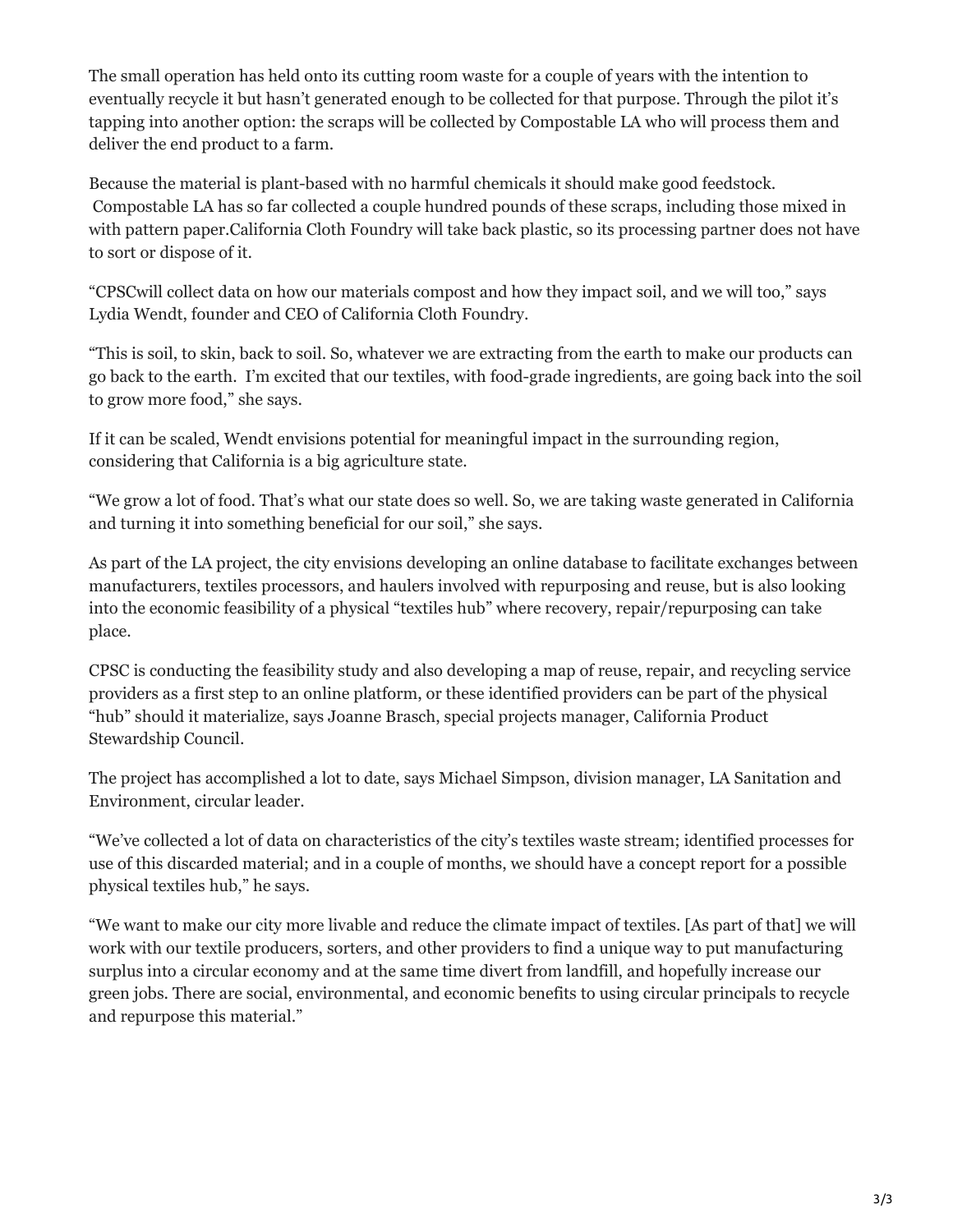The small operation has held onto its cutting room waste for a couple of years with the intention to eventually recycle it but hasn't generated enough to be collected for that purpose. Through the pilot it's tapping into another option: the scraps will be collected by Compostable LA who will process them and deliver the end product to a farm.

Because the material is plant-based with no harmful chemicals it should make good feedstock. Compostable LA has so far collected a couple hundred pounds of these scraps, including those mixed in with pattern paper.California Cloth Foundry will take back plastic, so its processing partner does not have to sort or dispose of it.

"CPSCwill collect data on how our materials compost and how they impact soil, and we will too," says Lydia Wendt, founder and CEO of California Cloth Foundry.

"This is soil, to skin, back to soil. So, whatever we are extracting from the earth to make our products can go back to the earth. I'm excited that our textiles, with food-grade ingredients, are going back into the soil to grow more food," she says.

If it can be scaled, Wendt envisions potential for meaningful impact in the surrounding region, considering that California is a big agriculture state.

"We grow a lot of food. That's what our state does so well. So, we are taking waste generated in California and turning it into something beneficial for our soil," she says.

As part of the LA project, the city envisions developing an online database to facilitate exchanges between manufacturers, textiles processors, and haulers involved with repurposing and reuse, but is also looking into the economic feasibility of a physical "textiles hub" where recovery, repair/repurposing can take place.

CPSC is conducting the feasibility study and also developing a map of reuse, repair, and recycling service providers as a first step to an online platform, or these identified providers can be part of the physical "hub" should it materialize, says Joanne Brasch, special projects manager, California Product Stewardship Council.

The project has accomplished a lot to date, says Michael Simpson, division manager, LA Sanitation and Environment, circular leader.

"We've collected a lot of data on characteristics of the city's textiles waste stream; identified processes for use of this discarded material; and in a couple of months, we should have a concept report for a possible physical textiles hub," he says.

"We want to make our city more livable and reduce the climate impact of textiles. [As part of that] we will work with our textile producers, sorters, and other providers to find a unique way to put manufacturing surplus into a circular economy and at the same time divert from landfill, and hopefully increase our green jobs. There are social, environmental, and economic benefits to using circular principals to recycle and repurpose this material."